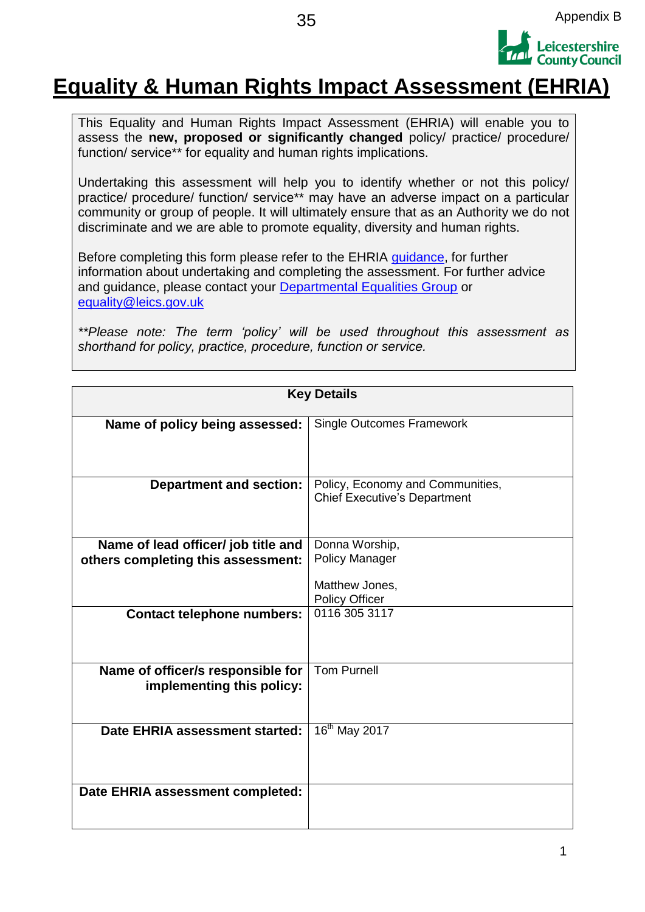Appendix B

# Equality & Human Rights Impact Assessment (EHRIA)

This Equality and Human Rights Impact Assessment (EHRIA) will enable you to assess the **new, proposed or significantly changed** policy/ practice/ procedure/ function/ service** for equality and human rights implications.

Undertaking this assessment will help you to identify whether or not this policy/ practice/ procedure/ function/ service** may have an adverse impact on a particular community or group of people. It will ultimately ensure that as an Authority we do not discriminate and we are able to promote equality, diversity and human rights.

Before completing this form please refer to the EHRIA guidance, for further information about undertaking and completing the assessment. For further advice and guidance, please contact your Departmental Equalities Group or equality@leics.gov.uk

*\*\*Please note: The term 'policy' will be used throughout this assessment as shorthand for policy, practice, procedure, function or service.*

| Key Details | |
|---|---|
| **Name of policy being assessed:** | Single Outcomes Framework |
| **Department and section:** | Policy, Economy and Communities, Chief Executive's Department |
| **Name of lead officer/ job title and others completing this assessment:** | Donna Worship, Policy Manager<br><br>Matthew Jones, Policy Officer |
| **Contact telephone numbers:** | 0116 305 3117 |
| **Name of officer/s responsible for implementing this policy:** | Tom Purnell |
| **Date EHRIA assessment started:** | 16th May 2017 |
| **Date EHRIA assessment completed:** | |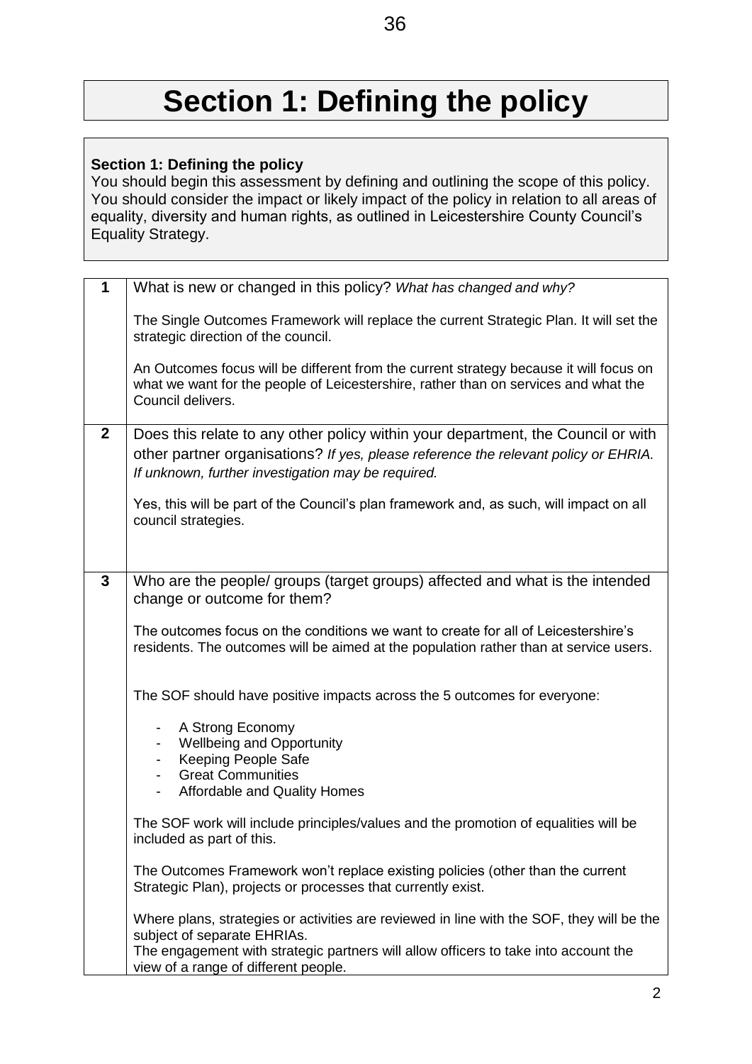# Section 1: Defining the policy

**Section 1: Defining the policy**
You should begin this assessment by defining and outlining the scope of this policy. You should consider the impact or likely impact of the policy in relation to all areas of equality, diversity and human rights, as outlined in Leicestershire County Council's Equality Strategy.

| | |
|---|---|
| **1** | What is new or changed in this policy? *What has changed and why?*<br><br>The Single Outcomes Framework will replace the current Strategic Plan. It will set the strategic direction of the council.<br><br>An Outcomes focus will be different from the current strategy because it will focus on what we want for the people of Leicestershire, rather than on services and what the Council delivers. |
| **2** | Does this relate to any other policy within your department, the Council or with other partner organisations? *If yes, please reference the relevant policy or EHRIA. If unknown, further investigation may be required.*<br><br>Yes, this will be part of the Council's plan framework and, as such, will impact on all council strategies. |
| **3** | Who are the people/ groups (target groups) affected and what is the intended change or outcome for them?<br><br>The outcomes focus on the conditions we want to create for all of Leicestershire's residents. The outcomes will be aimed at the population rather than at service users.<br><br>The SOF should have positive impacts across the 5 outcomes for everyone:<br><br>- A Strong Economy<br>- Wellbeing and Opportunity<br>- Keeping People Safe<br>- Great Communities<br>- Affordable and Quality Homes<br><br>The SOF work will include principles/values and the promotion of equalities will be included as part of this.<br><br>The Outcomes Framework won't replace existing policies (other than the current Strategic Plan), projects or processes that currently exist.<br><br>Where plans, strategies or activities are reviewed in line with the SOF, they will be the subject of separate EHRIAs.<br>The engagement with strategic partners will allow officers to take into account the view of a range of different people. |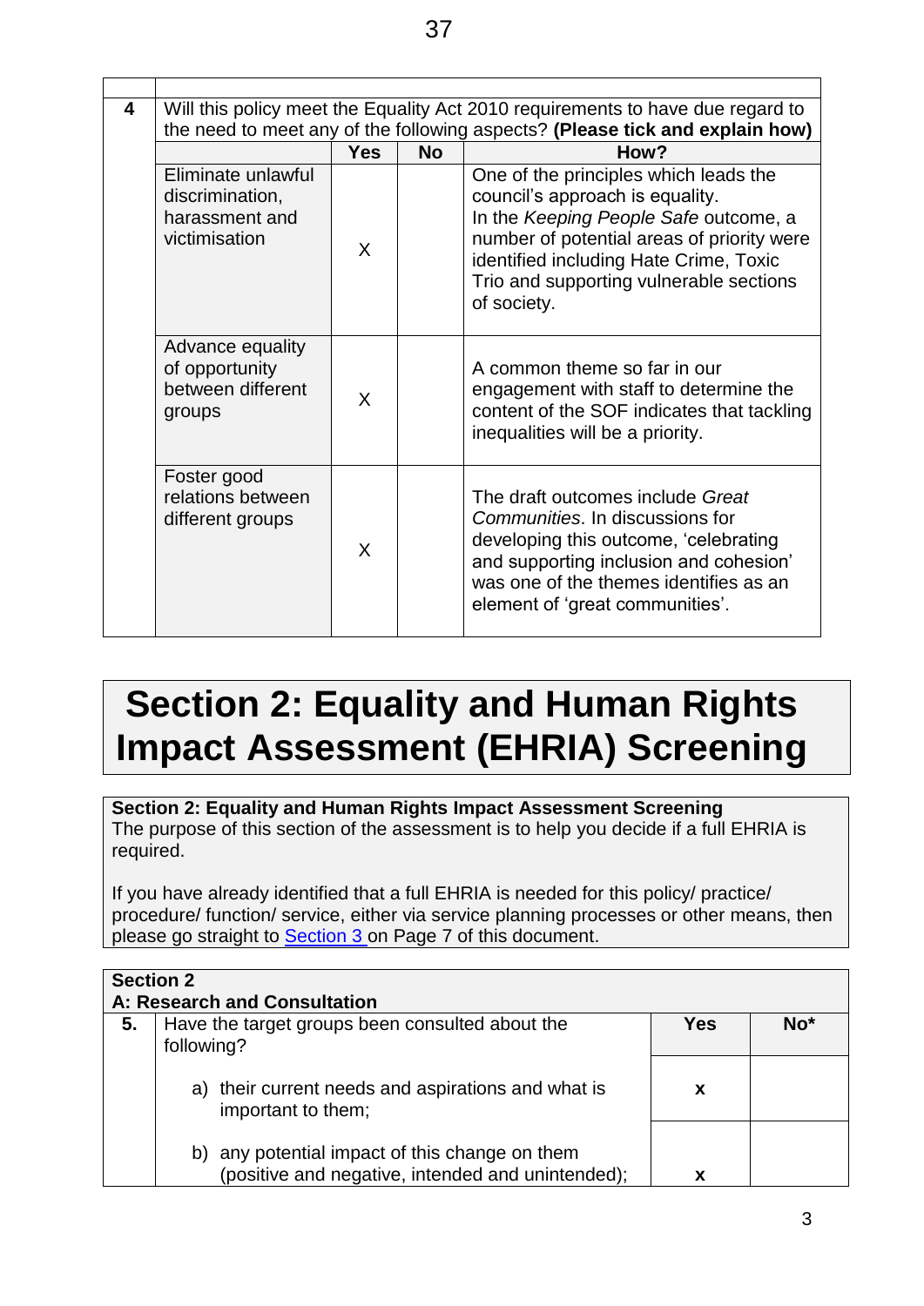| 4 | Will this policy meet the Equality Act 2010 requirements to have due regard to the need to meet any of the following aspects? **(Please tick and explain how)** | | | |
|---|---|---|---|---|
| | | **Yes** | **No** | **How?** |
| | Eliminate unlawful discrimination, harassment and victimisation | X | | One of the principles which leads the council's approach is equality. In the *Keeping People Safe* outcome, a number of potential areas of priority were identified including Hate Crime, Toxic Trio and supporting vulnerable sections of society. |
| | Advance equality of opportunity between different groups | X | | A common theme so far in our engagement with staff to determine the content of the SOF indicates that tackling inequalities will be a priority. |
| | Foster good relations between different groups | X | | The draft outcomes include *Great Communities*. In discussions for developing this outcome, 'celebrating and supporting inclusion and cohesion' was one of the themes identifies as an element of 'great communities'. |

# Section 2: Equality and Human Rights Impact Assessment (EHRIA) Screening

**Section 2: Equality and Human Rights Impact Assessment Screening**

The purpose of this section of the assessment is to help you decide if a full EHRIA is required.

If you have already identified that a full EHRIA is needed for this policy/ practice/ procedure/ function/ service, either via service planning processes or other means, then please go straight to Section 3 on Page 7 of this document.

**Section 2**
**A: Research and Consultation**

| 5. | Have the target groups been consulted about the following? | **Yes** | **No*** |
|---|---|---|---|
| | a) their current needs and aspirations and what is important to them; | **x** | |
| | b) any potential impact of this change on them (positive and negative, intended and unintended); | **x** | |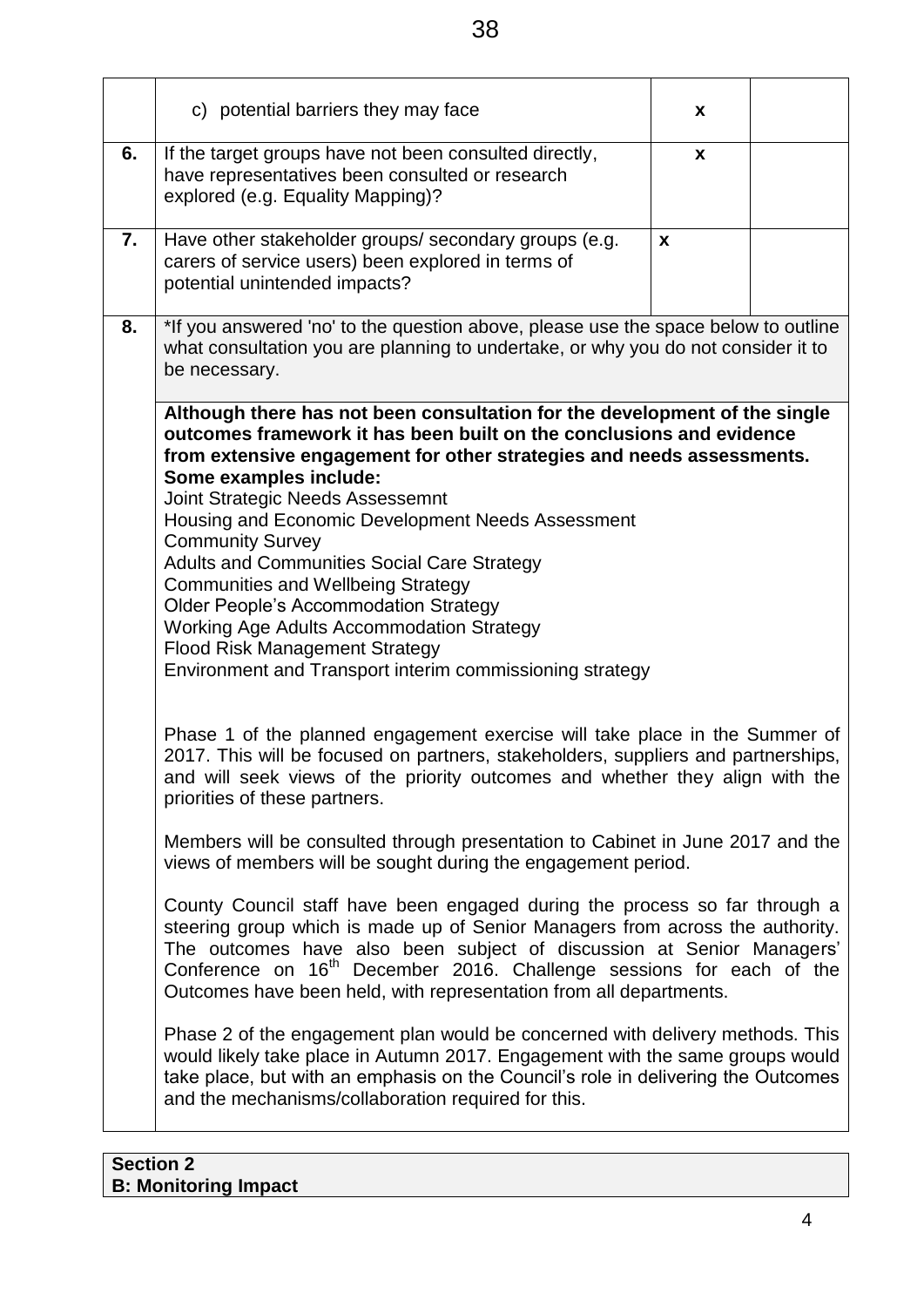| | | | |
|---|---|---|---|
| | c) potential barriers they may face | x | |
| **6.** | If the target groups have not been consulted directly, have representatives been consulted or research explored (e.g. Equality Mapping)? | x | |
| **7.** | Have other stakeholder groups/ secondary groups (e.g. carers of service users) been explored in terms of potential unintended impacts? | x | |
| **8.** | *If you answered 'no' to the question above, please use the space below to outline what consultation you are planning to undertake, or why you do not consider it to be necessary. | | |
| | **Although there has not been consultation for the development of the single outcomes framework it has been built on the conclusions and evidence from extensive engagement for other strategies and needs assessments. Some examples include:**<br>Joint Strategic Needs Assessemnt<br>Housing and Economic Development Needs Assessment<br>Community Survey<br>Adults and Communities Social Care Strategy<br>Communities and Wellbeing Strategy<br>Older People's Accommodation Strategy<br>Working Age Adults Accommodation Strategy<br>Flood Risk Management Strategy<br>Environment and Transport interim commissioning strategy<br><br>Phase 1 of the planned engagement exercise will take place in the Summer of 2017. This will be focused on partners, stakeholders, suppliers and partnerships, and will seek views of the priority outcomes and whether they align with the priorities of these partners.<br><br>Members will be consulted through presentation to Cabinet in June 2017 and the views of members will be sought during the engagement period.<br><br>County Council staff have been engaged during the process so far through a steering group which is made up of Senior Managers from across the authority. The outcomes have also been subject of discussion at Senior Managers' Conference on 16th December 2016. Challenge sessions for each of the Outcomes have been held, with representation from all departments.<br><br>Phase 2 of the engagement plan would be concerned with delivery methods. This would likely take place in Autumn 2017. Engagement with the same groups would take place, but with an emphasis on the Council's role in delivering the Outcomes and the mechanisms/collaboration required for this. | | |

**Section 2**
**B: Monitoring Impact**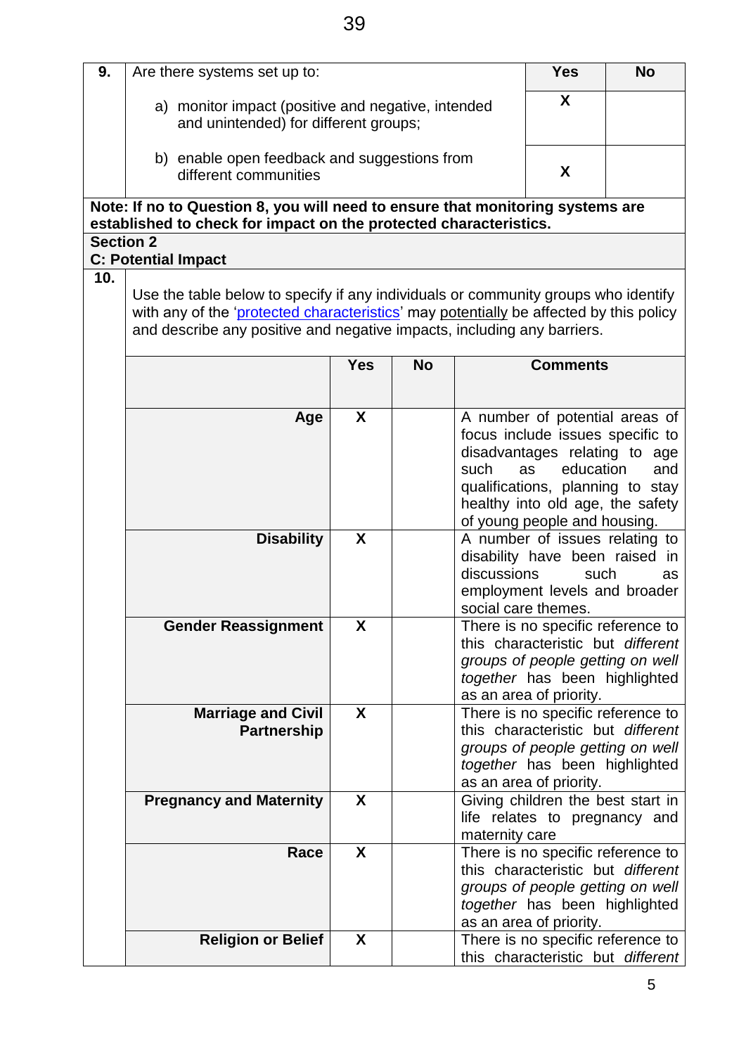| 9. | Are there systems set up to: | Yes | No |
|---|---|---|---|
| | a) monitor impact (positive and negative, intended and unintended) for different groups; | X | |
| | b) enable open feedback and suggestions from different communities | X | |

**Note: If no to Question 8, you will need to ensure that monitoring systems are established to check for impact on the protected characteristics.**

**Section 2**
**C: Potential Impact**

**10.** Use the table below to specify if any individuals or community groups who identify with any of the '[protected characteristics](#)' may potentially be affected by this policy and describe any positive and negative impacts, including any barriers.

| | Yes | No | Comments |
|---|---|---|---|
| **Age** | X | | A number of potential areas of focus include issues specific to disadvantages relating to age such as education and qualifications, planning to stay healthy into old age, the safety of young people and housing. |
| **Disability** | X | | A number of issues relating to disability have been raised in discussions such as employment levels and broader social care themes. |
| **Gender Reassignment** | X | | There is no specific reference to this characteristic but *different groups of people getting on well together* has been highlighted as an area of priority. |
| **Marriage and Civil Partnership** | X | | There is no specific reference to this characteristic but *different groups of people getting on well together* has been highlighted as an area of priority. |
| **Pregnancy and Maternity** | X | | Giving children the best start in life relates to pregnancy and maternity care |
| **Race** | X | | There is no specific reference to this characteristic but *different groups of people getting on well together* has been highlighted as an area of priority. |
| **Religion or Belief** | X | | There is no specific reference to this characteristic but *different* |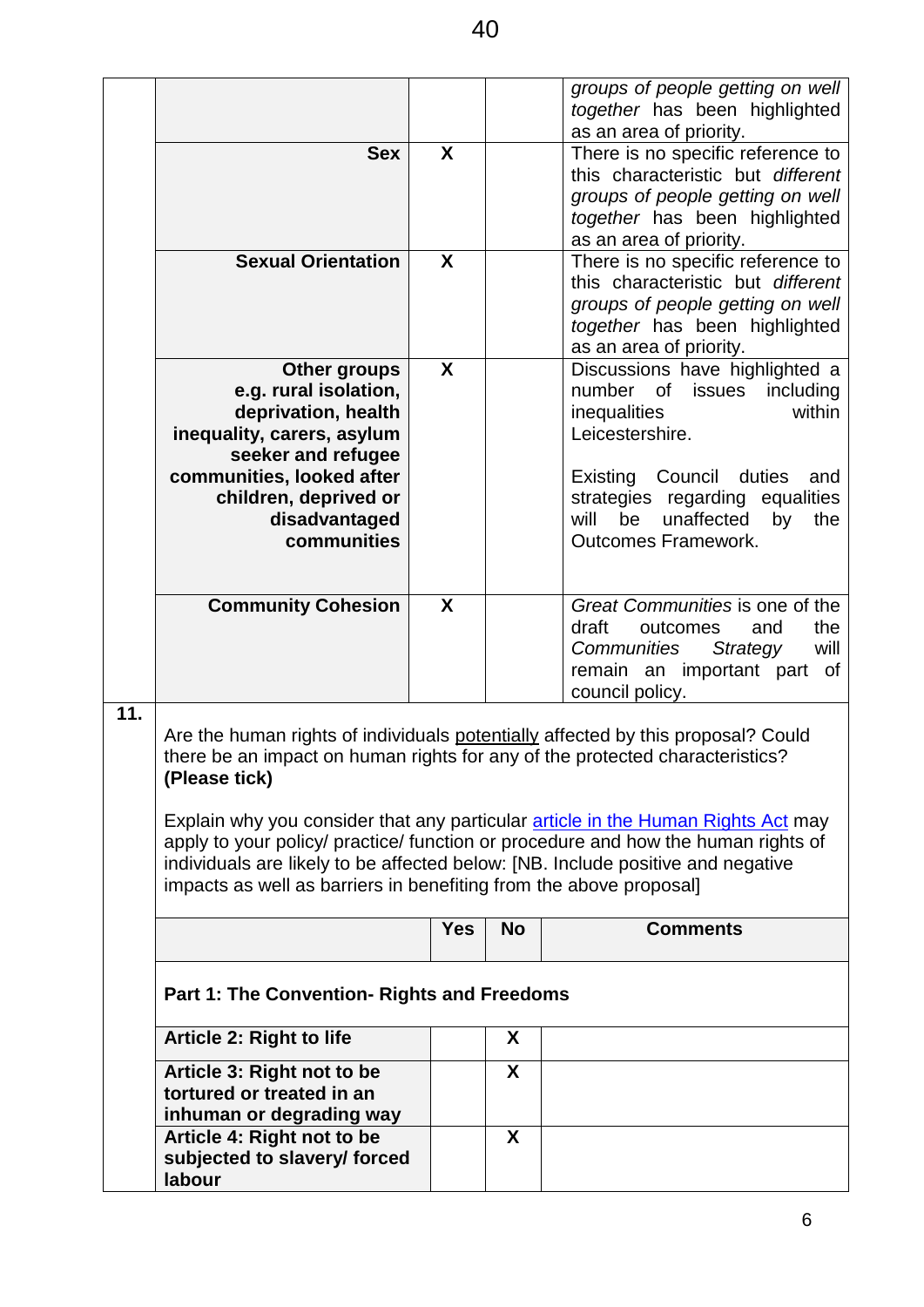| | | | | |
|---|---|---|---|---|
| | | | | *groups of people getting on well together* has been highlighted as an area of priority. |
| | **Sex** | X | | There is no specific reference to this characteristic but *different groups of people getting on well together* has been highlighted as an area of priority. |
| | **Sexual Orientation** | X | | There is no specific reference to this characteristic but *different groups of people getting on well together* has been highlighted as an area of priority. |
| | **Other groups e.g. rural isolation, deprivation, health inequality, carers, asylum seeker and refugee communities, looked after children, deprived or disadvantaged communities** | X | | Discussions have highlighted a number of issues including inequalities within Leicestershire.<br><br>Existing Council duties and strategies regarding equalities will be unaffected by the Outcomes Framework. |
| | **Community Cohesion** | X | | *Great Communities* is one of the draft outcomes and the *Communities Strategy* will remain an important part of council policy. |

**11.**

Are the human rights of individuals potentially affected by this proposal? Could there be an impact on human rights for any of the protected characteristics? **(Please tick)**

Explain why you consider that any particular article in the Human Rights Act may apply to your policy/ practice/ function or procedure and how the human rights of individuals are likely to be affected below: [NB. Include positive and negative impacts as well as barriers in benefiting from the above proposal]

| | Yes | No | Comments |
|---|---|---|---|
| **Part 1: The Convention- Rights and Freedoms** | | | |
| **Article 2: Right to life** | | X | |
| **Article 3: Right not to be tortured or treated in an inhuman or degrading way** | | X | |
| **Article 4: Right not to be subjected to slavery/ forced labour** | | X | |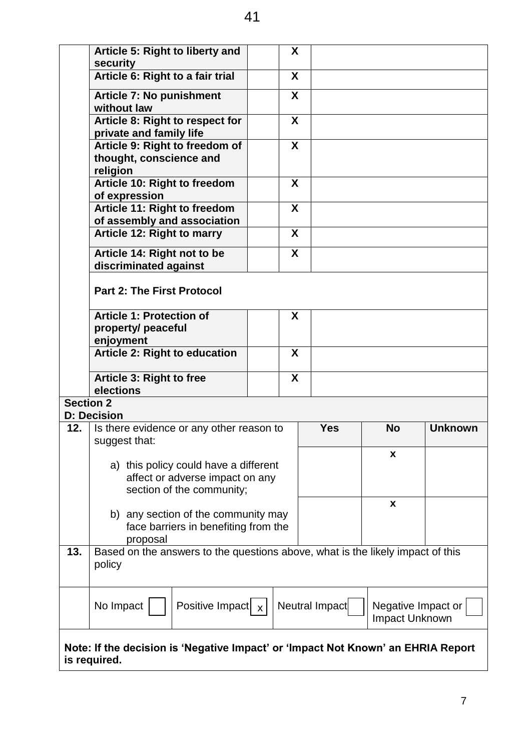| | | | | |
|---|---|---|---|---|
| | **Article 5: Right to liberty and security** | | X | |
| | **Article 6: Right to a fair trial** | | X | |
| | **Article 7: No punishment without law** | | X | |
| | **Article 8: Right to respect for private and family life** | | X | |
| | **Article 9: Right to freedom of thought, conscience and religion** | | X | |
| | **Article 10: Right to freedom of expression** | | X | |
| | **Article 11: Right to freedom of assembly and association** | | X | |
| | **Article 12: Right to marry** | | X | |
| | **Article 14: Right not to be discriminated against** | | X | |
| | **Part 2: The First Protocol** | | | |
| | **Article 1: Protection of property/ peaceful enjoyment** | | X | |
| | **Article 2: Right to education** | | X | |
| | **Article 3: Right to free elections** | | X | |

**Section 2**
**D: Decision**

| | | Yes | No | Unknown |
|---|---|---|---|---|
| **12.** | Is there evidence or any other reason to suggest that: | | | |
| | a) this policy could have a different affect or adverse impact on any section of the community; | | x | |
| | b) any section of the community may face barriers in benefiting from the proposal | | x | |

| | |
|---|---|
| **13.** | Based on the answers to the questions above, what is the likely impact of this policy |
| | No Impact [ ] Positive Impact [x] Neutral Impact [ ] Negative Impact or Impact Unknown [ ] |

**Note: If the decision is 'Negative Impact' or 'Impact Not Known' an EHRIA Report is required.**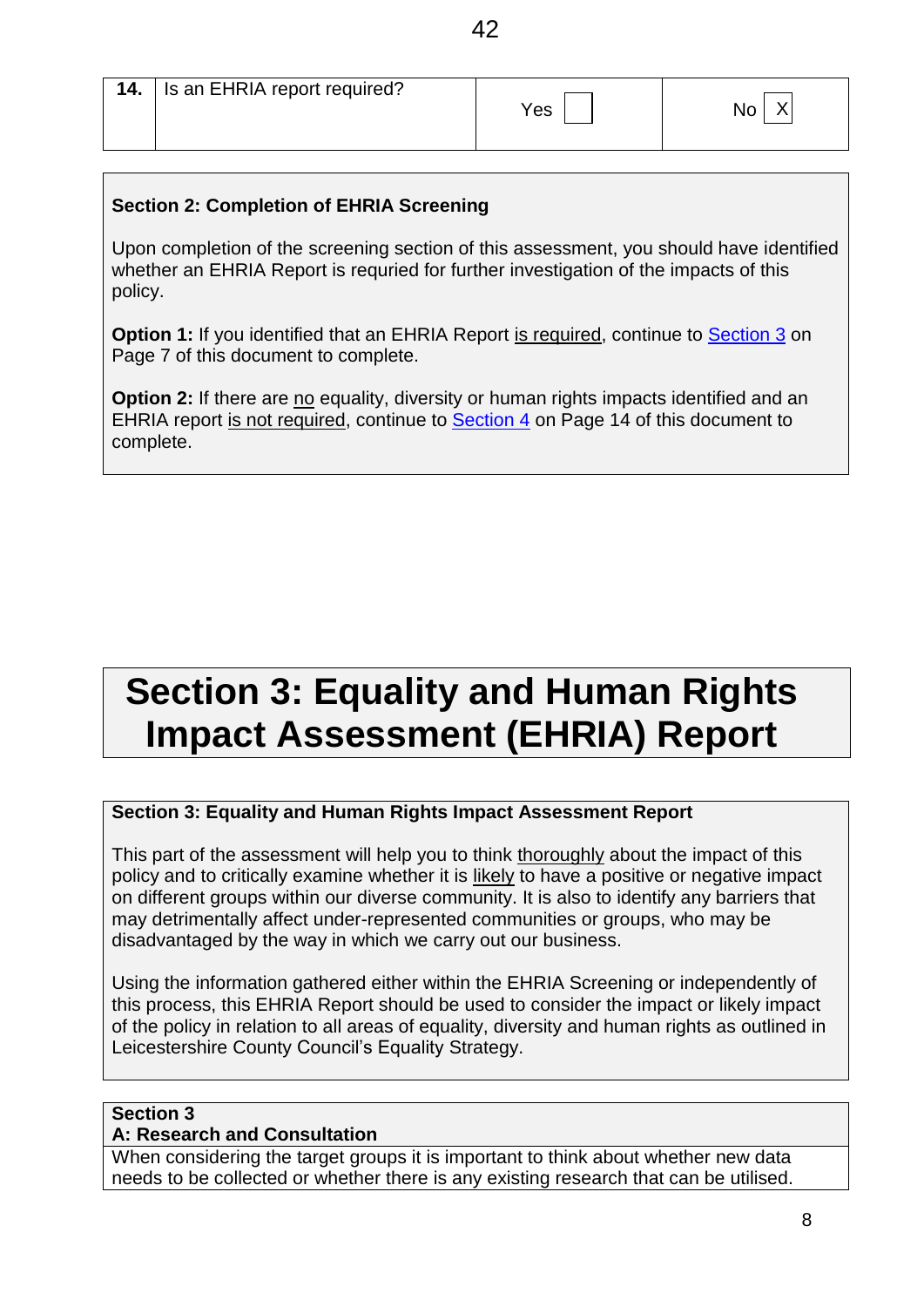| 14. | Is an EHRIA report required? | Yes ☐ | No ☒ |
|---|---|---|---|

**Section 2: Completion of EHRIA Screening**

Upon completion of the screening section of this assessment, you should have identified whether an EHRIA Report is requried for further investigation of the impacts of this policy.

**Option 1:** If you identified that an EHRIA Report is required, continue to Section 3 on Page 7 of this document to complete.

**Option 2:** If there are no equality, diversity or human rights impacts identified and an EHRIA report is not required, continue to Section 4 on Page 14 of this document to complete.

# Section 3: Equality and Human Rights Impact Assessment (EHRIA) Report

**Section 3: Equality and Human Rights Impact Assessment Report**

This part of the assessment will help you to think thoroughly about the impact of this policy and to critically examine whether it is likely to have a positive or negative impact on different groups within our diverse community. It is also to identify any barriers that may detrimentally affect under-represented communities or groups, who may be disadvantaged by the way in which we carry out our business.

Using the information gathered either within the EHRIA Screening or independently of this process, this EHRIA Report should be used to consider the impact or likely impact of the policy in relation to all areas of equality, diversity and human rights as outlined in Leicestershire County Council's Equality Strategy.

**Section 3**
**A: Research and Consultation**

When considering the target groups it is important to think about whether new data needs to be collected or whether there is any existing research that can be utilised.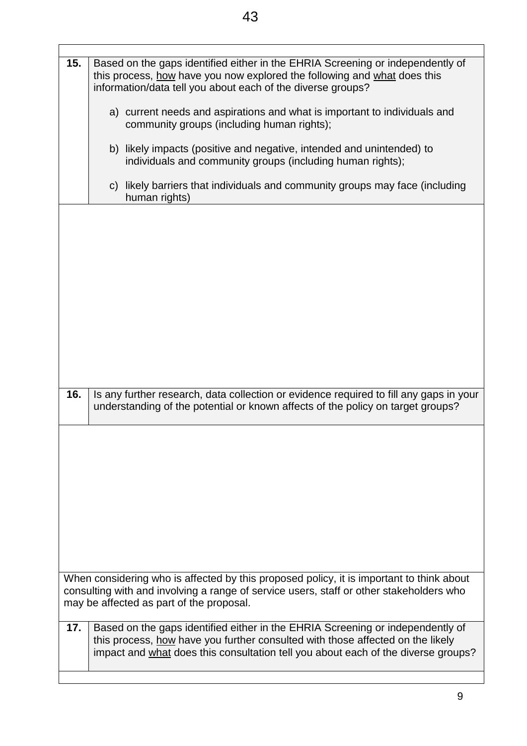| | |
|---|---|
| **15.** | Based on the gaps identified either in the EHRIA Screening or independently of this process, how have you now explored the following and what does this information/data tell you about each of the diverse groups?<br><br>a) current needs and aspirations and what is important to individuals and community groups (including human rights);<br><br>b) likely impacts (positive and negative, intended and unintended) to individuals and community groups (including human rights);<br><br>c) likely barriers that individuals and community groups may face (including human rights) |
| | |
| **16.** | Is any further research, data collection or evidence required to fill any gaps in your understanding of the potential or known affects of the policy on target groups? |
| | |
| When considering who is affected by this proposed policy, it is important to think about consulting with and involving a range of service users, staff or other stakeholders who may be affected as part of the proposal. | |
| **17.** | Based on the gaps identified either in the EHRIA Screening or independently of this process, how have you further consulted with those affected on the likely impact and what does this consultation tell you about each of the diverse groups? |
| | |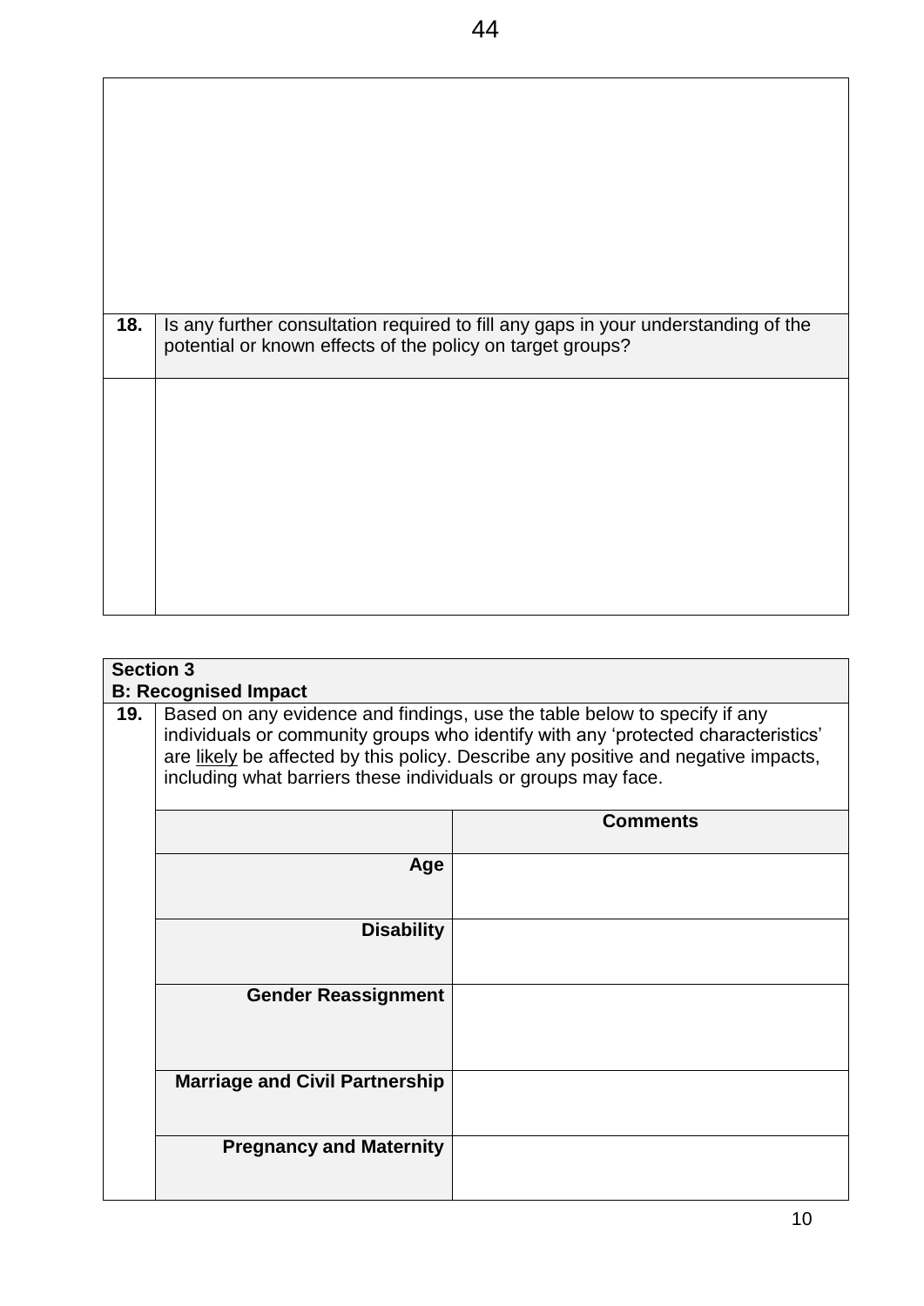| | |
|---|---|
| | |
| **18.** | Is any further consultation required to fill any gaps in your understanding of the potential or known effects of the policy on target groups? |
| | |

| **Section 3**<br>**B: Recognised Impact** | | |
|---|---|---|
| **19.** | Based on any evidence and findings, use the table below to specify if any individuals or community groups who identify with any 'protected characteristics' are likely be affected by this policy. Describe any positive and negative impacts, including what barriers these individuals or groups may face. | |
| | | **Comments** |
| | **Age** | |
| | **Disability** | |
| | **Gender Reassignment** | |
| | **Marriage and Civil Partnership** | |
| | **Pregnancy and Maternity** | |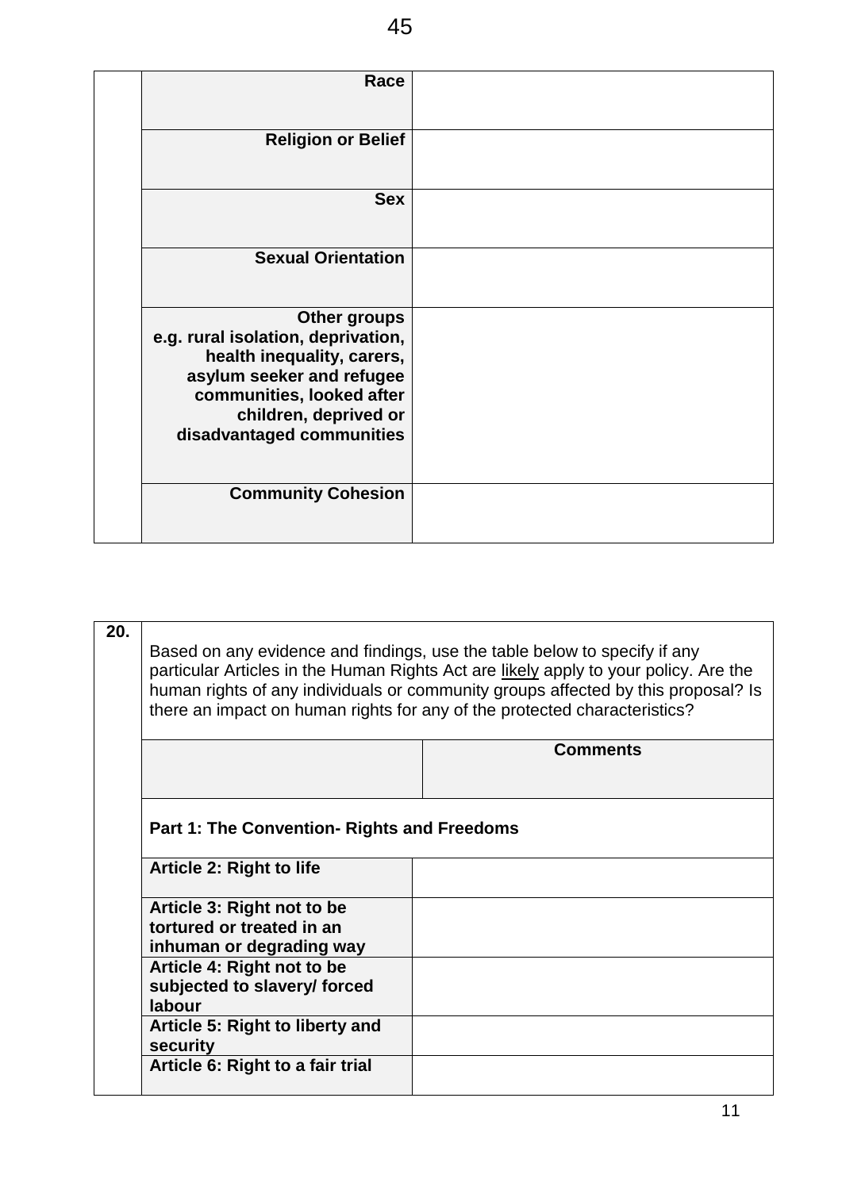| | | |
|---|---|---|
| | **Race** | |
| | **Religion or Belief** | |
| | **Sex** | |
| | **Sexual Orientation** | |
| | **Other groups e.g. rural isolation, deprivation, health inequality, carers, asylum seeker and refugee communities, looked after children, deprived or disadvantaged communities** | |
| | **Community Cohesion** | |

| | | |
|---|---|---|
| **20.** | Based on any evidence and findings, use the table below to specify if any particular Articles in the Human Rights Act are likely apply to your policy. Are the human rights of any individuals or community groups affected by this proposal? Is there an impact on human rights for any of the protected characteristics? | |
| | | **Comments** |
| | **Part 1: The Convention- Rights and Freedoms** | |
| | **Article 2: Right to life** | |
| | **Article 3: Right not to be tortured or treated in an inhuman or degrading way** | |
| | **Article 4: Right not to be subjected to slavery/ forced labour** | |
| | **Article 5: Right to liberty and security** | |
| | **Article 6: Right to a fair trial** | |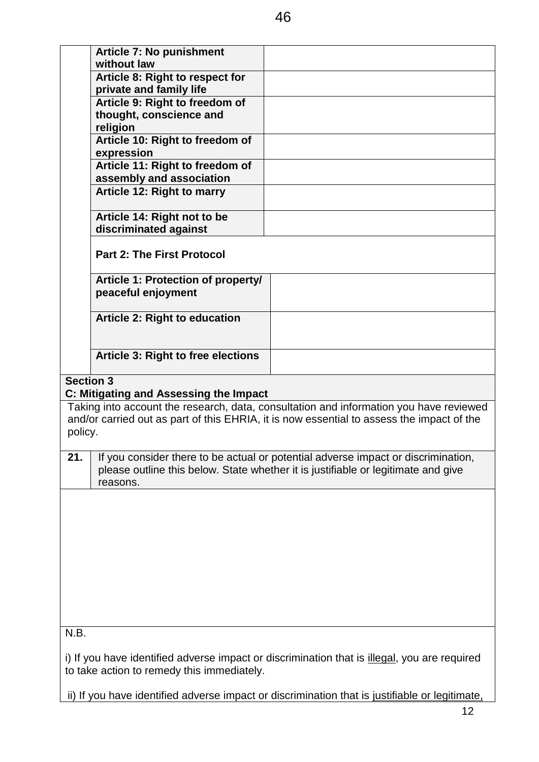| Article | |
|---|---|
| **Article 7: No punishment without law** | |
| **Article 8: Right to respect for private and family life** | |
| **Article 9: Right to freedom of thought, conscience and religion** | |
| **Article 10: Right to freedom of expression** | |
| **Article 11: Right to freedom of assembly and association** | |
| **Article 12: Right to marry** | |
| **Article 14: Right not to be discriminated against** | |
| **Part 2: The First Protocol** | |
| **Article 1: Protection of property/ peaceful enjoyment** | |
| **Article 2: Right to education** | |
| **Article 3: Right to free elections** | |

**Section 3**
**C: Mitigating and Assessing the Impact**

Taking into account the research, data, consultation and information you have reviewed and/or carried out as part of this EHRIA, it is now essential to assess the impact of the policy.

| **21.** | If you consider there to be actual or potential adverse impact or discrimination, please outline this below. State whether it is justifiable or legitimate and give reasons. |
|---|---|
| | |

N.B.

i) If you have identified adverse impact or discrimination that is <u>illegal</u>, you are required to take action to remedy this immediately.

ii) If you have identified adverse impact or discrimination that is <u>justifiable or legitimate,</u>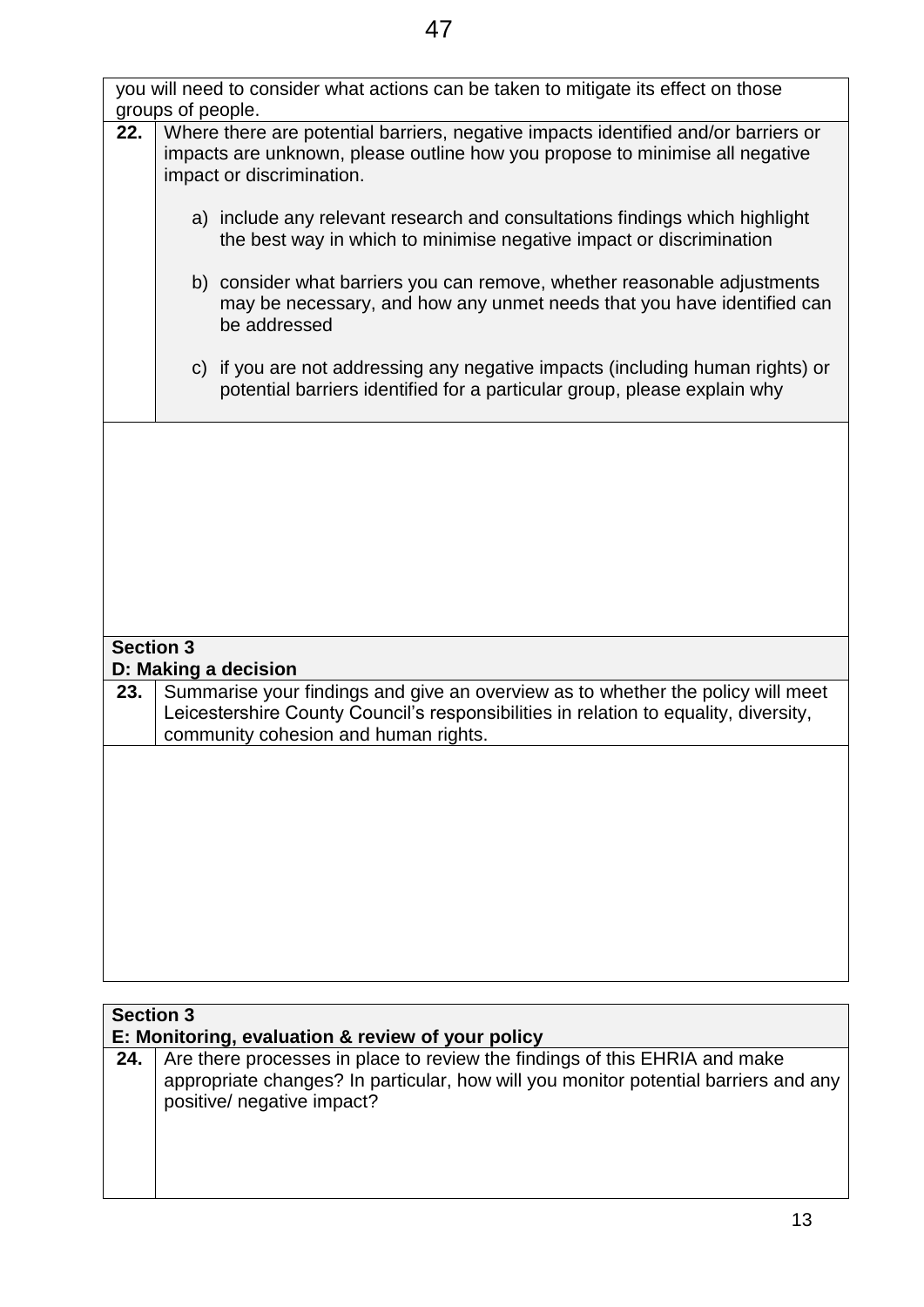you will need to consider what actions can be taken to mitigate its effect on those groups of people.

| | |
|---|---|
| **22.** | Where there are potential barriers, negative impacts identified and/or barriers or impacts are unknown, please outline how you propose to minimise all negative impact or discrimination.<br><br>a) include any relevant research and consultations findings which highlight the best way in which to minimise negative impact or discrimination<br><br>b) consider what barriers you can remove, whether reasonable adjustments may be necessary, and how any unmet needs that you have identified can be addressed<br><br>c) if you are not addressing any negative impacts (including human rights) or potential barriers identified for a particular group, please explain why |
| | |

**Section 3**
**D: Making a decision**

| | |
|---|---|
| **23.** | Summarise your findings and give an overview as to whether the policy will meet Leicestershire County Council's responsibilities in relation to equality, diversity, community cohesion and human rights. |
| | |

**Section 3**
**E: Monitoring, evaluation & review of your policy**

| | |
|---|---|
| **24.** | Are there processes in place to review the findings of this EHRIA and make appropriate changes? In particular, how will you monitor potential barriers and any positive/ negative impact? |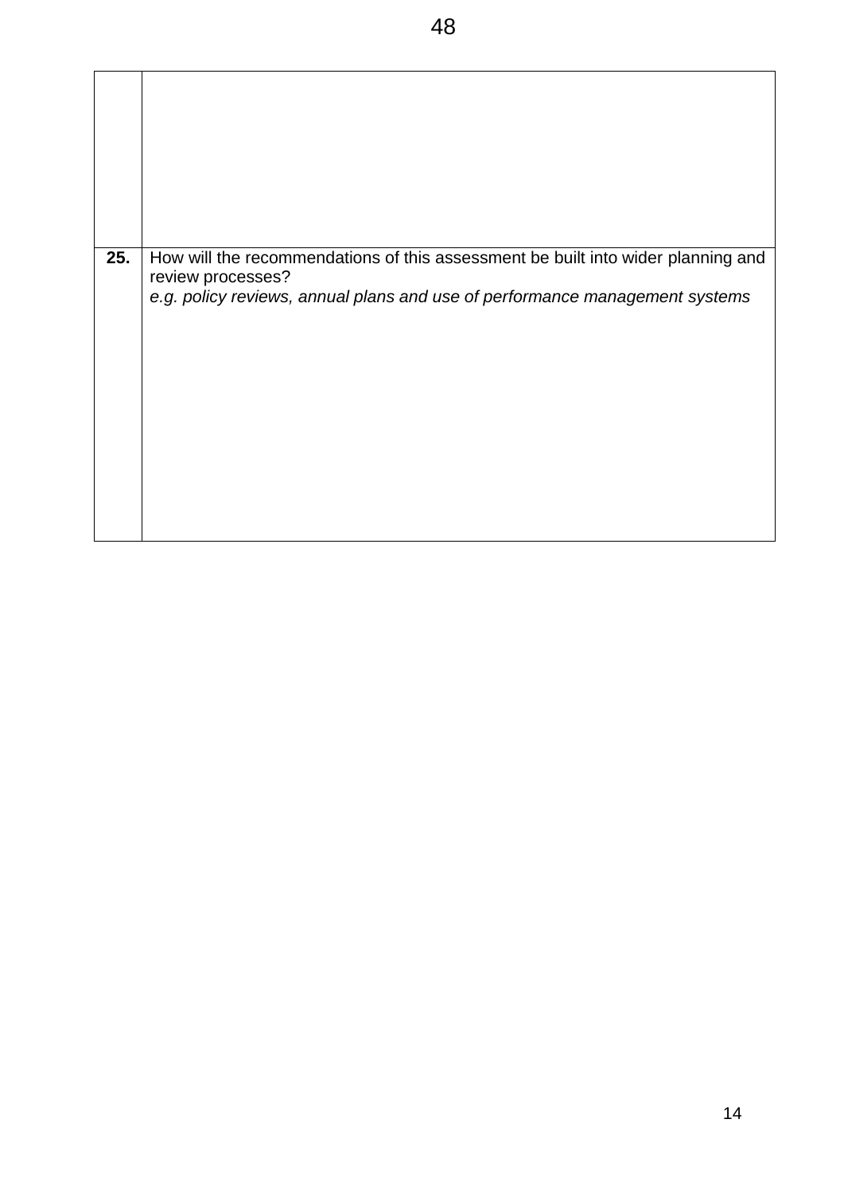|  |  |
|---|---|
|  |  |
| **25.** | How will the recommendations of this assessment be built into wider planning and review processes?<br>*e.g. policy reviews, annual plans and use of performance management systems* |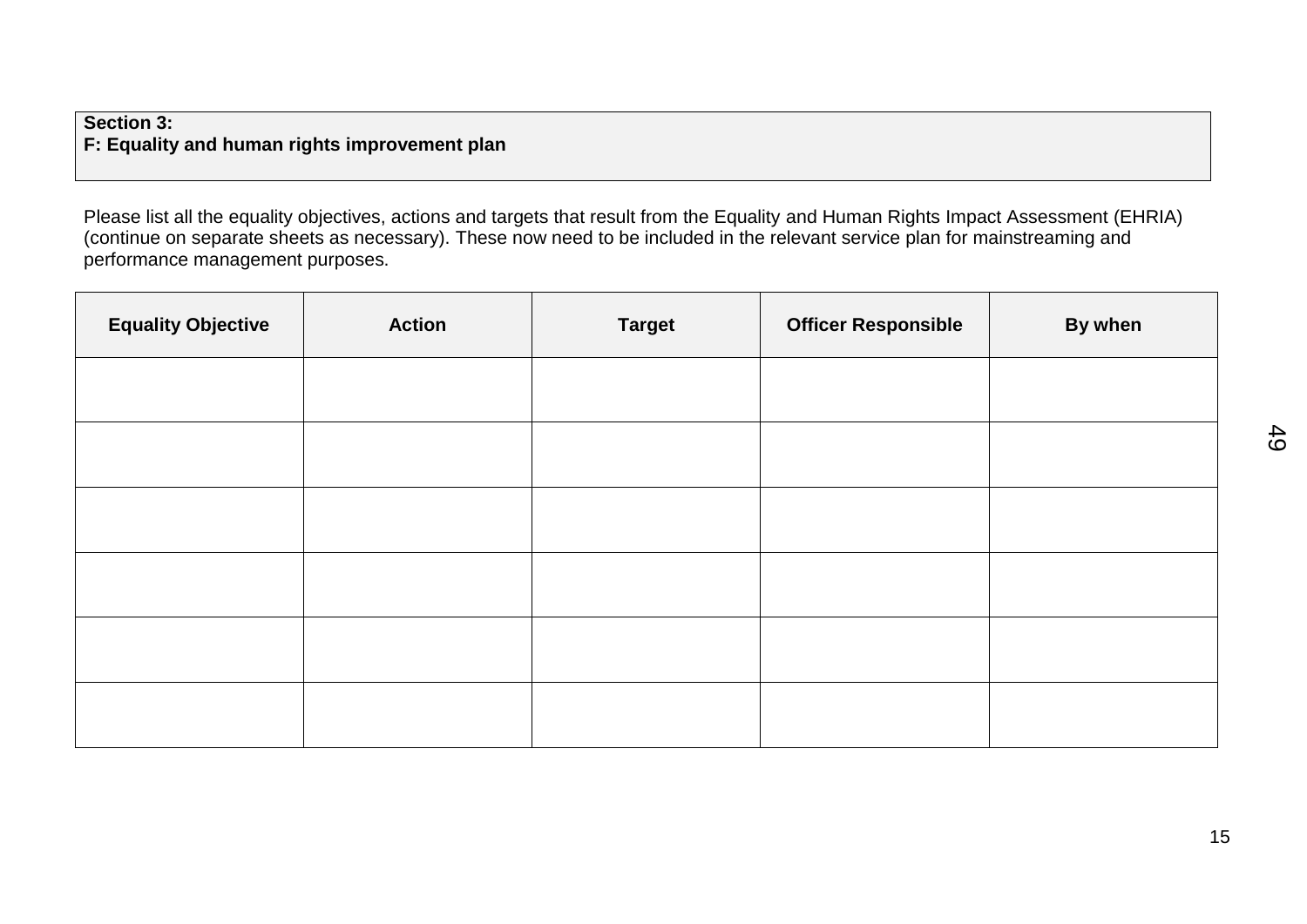**Section 3:**
**F: Equality and human rights improvement plan**

Please list all the equality objectives, actions and targets that result from the Equality and Human Rights Impact Assessment (EHRIA) (continue on separate sheets as necessary). These now need to be included in the relevant service plan for mainstreaming and performance management purposes.

| Equality Objective | Action | Target | Officer Responsible | By when |
|---|---|---|---|---|
| | | | | |
| | | | | |
| | | | | |
| | | | | |
| | | | | |
| | | | | |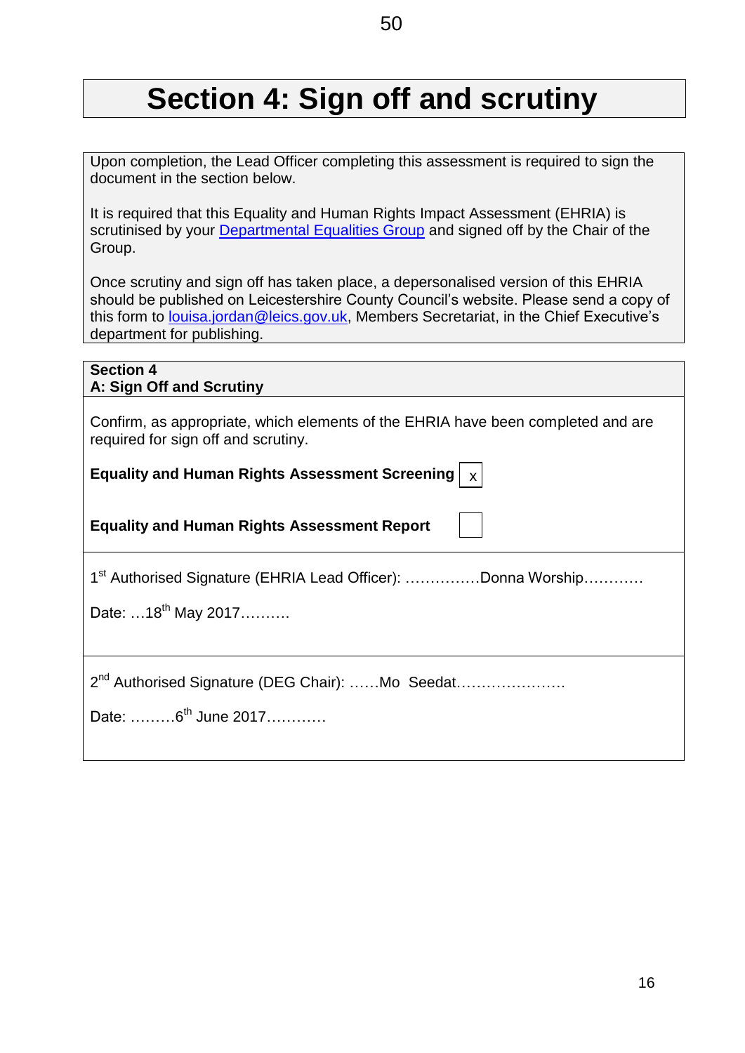# Section 4: Sign off and scrutiny

Upon completion, the Lead Officer completing this assessment is required to sign the document in the section below.

It is required that this Equality and Human Rights Impact Assessment (EHRIA) is scrutinised by your Departmental Equalities Group and signed off by the Chair of the Group.

Once scrutiny and sign off has taken place, a depersonalised version of this EHRIA should be published on Leicestershire County Council's website. Please send a copy of this form to louisa.jordan@leics.gov.uk, Members Secretariat, in the Chief Executive's department for publishing.

**Section 4**
**A: Sign Off and Scrutiny**

Confirm, as appropriate, which elements of the EHRIA have been completed and are required for sign off and scrutiny.

**Equality and Human Rights Assessment Screening** [x]

**Equality and Human Rights Assessment Report** [ ]

1st Authorised Signature (EHRIA Lead Officer): ……………Donna Worship…………

Date: …18th May 2017……….

2nd Authorised Signature (DEG Chair): ……Mo Seedat…………………

Date: ………6th June 2017…………